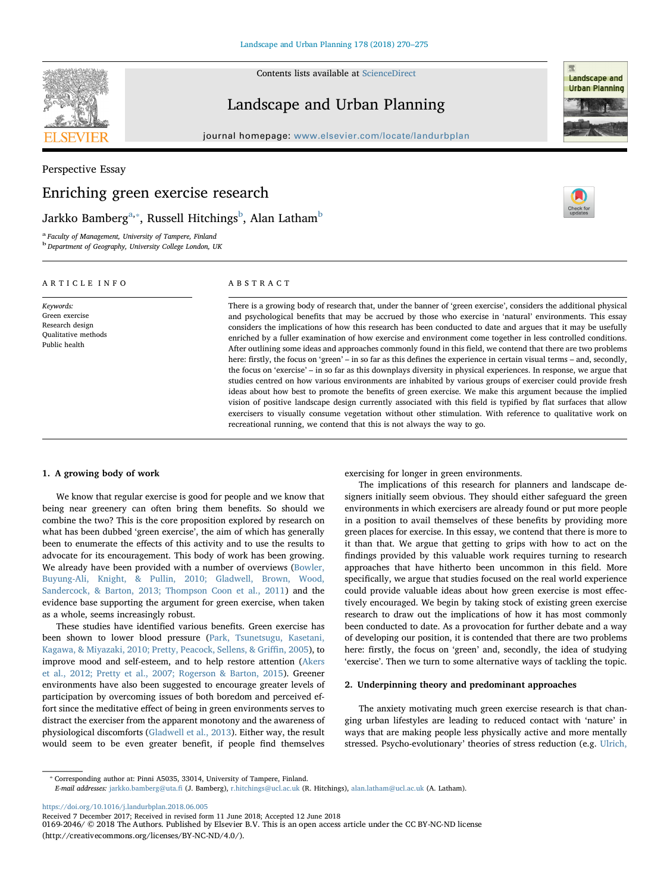Perspective Essay

# Enriching green exercise research

Jarkko Bamberg[a,*], Russell Hitchings[b], Alan Latham[b]

[a] Faculty of Management, University of Tampere, Finland
[b] Department of Geography, University College London, UK

## ARTICLE INFO

*Keywords:*
Green exercise
Research design
Qualitative methods
Public health

## ABSTRACT

There is a growing body of research that, under the banner of 'green exercise', considers the additional physical and psychological benefits that may be accrued by those who exercise in 'natural' environments. This essay considers the implications of how this research has been conducted to date and argues that it may be usefully enriched by a fuller examination of how exercise and environment come together in less controlled conditions. After outlining some ideas and approaches commonly found in this field, we contend that there are two problems here: firstly, the focus on 'green' – in so far as this defines the experience in certain visual terms – and, secondly, the focus on 'exercise' – in so far as this downplays diversity in physical experiences. In response, we argue that studies centred on how various environments are inhabited by various groups of exerciser could provide fresh ideas about how best to promote the benefits of green exercise. We make this argument because the implied vision of positive landscape design currently associated with this field is typified by flat surfaces that allow exercisers to visually consume vegetation without other stimulation. With reference to qualitative work on recreational running, we contend that this is not always the way to go.

## 1. A growing body of work

We know that regular exercise is good for people and we know that being near greenery can often bring them benefits. So should we combine the two? This is the core proposition explored by research on what has been dubbed 'green exercise', the aim of which has generally been to enumerate the effects of this activity and to use the results to advocate for its encouragement. This body of work has been growing. We already have been provided with a number of overviews (Bowler, Buyung-Ali, Knight, & Pullin, 2010; Gladwell, Brown, Wood, Sandercock, & Barton, 2013; Thompson Coon et al., 2011) and the evidence base supporting the argument for green exercise, when taken as a whole, seems increasingly robust.

These studies have identified various benefits. Green exercise has been shown to lower blood pressure (Park, Tsunetsugu, Kasetani, Kagawa, & Miyazaki, 2010; Pretty, Peacock, Sellens, & Griffin, 2005), to improve mood and self-esteem, and to help restore attention (Akers et al., 2012; Pretty et al., 2007; Rogerson & Barton, 2015). Greener environments have also been suggested to encourage greater levels of participation by overcoming issues of both boredom and perceived effort since the meditative effect of being in green environments serves to distract the exerciser from the apparent monotony and the awareness of physiological discomforts (Gladwell et al., 2013). Either way, the result would seem to be even greater benefit, if people find themselves exercising for longer in green environments.

The implications of this research for planners and landscape designers initially seem obvious. They should either safeguard the green environments in which exercisers are already found or put more people in a position to avail themselves of these benefits by providing more green places for exercise. In this essay, we contend that there is more to it than that. We argue that getting to grips with how to act on the findings provided by this valuable work requires turning to research approaches that have hitherto been uncommon in this field. More specifically, we argue that studies focused on the real world experience could provide valuable ideas about how green exercise is most effectively encouraged. We begin by taking stock of existing green exercise research to draw out the implications of how it has most commonly been conducted to date. As a provocation for further debate and a way of developing our position, it is contended that there are two problems here: firstly, the focus on 'green' and, secondly, the idea of studying 'exercise'. Then we turn to some alternative ways of tackling the topic.

## 2. Underpinning theory and predominant approaches

The anxiety motivating much green exercise research is that changing urban lifestyles are leading to reduced contact with 'nature' in ways that are making people less physically active and more mentally stressed. Psycho-evolutionary' theories of stress reduction (e.g. Ulrich,

* Corresponding author at: Pinni A5035, 33014, University of Tampere, Finland.
*E-mail addresses:* jarkko.bamberg@uta.fi (J. Bamberg), r.hitchings@ucl.ac.uk (R. Hitchings), alan.latham@ucl.ac.uk (A. Latham).

https://doi.org/10.1016/j.landurbplan.2018.06.005
Received 7 December 2017; Received in revised form 11 June 2018; Accepted 12 June 2018
0169-2046/ © 2018 The Authors. Published by Elsevier B.V. This is an open access article under the CC BY-NC-ND license (http://creativecommons.org/licenses/BY-NC-ND/4.0/).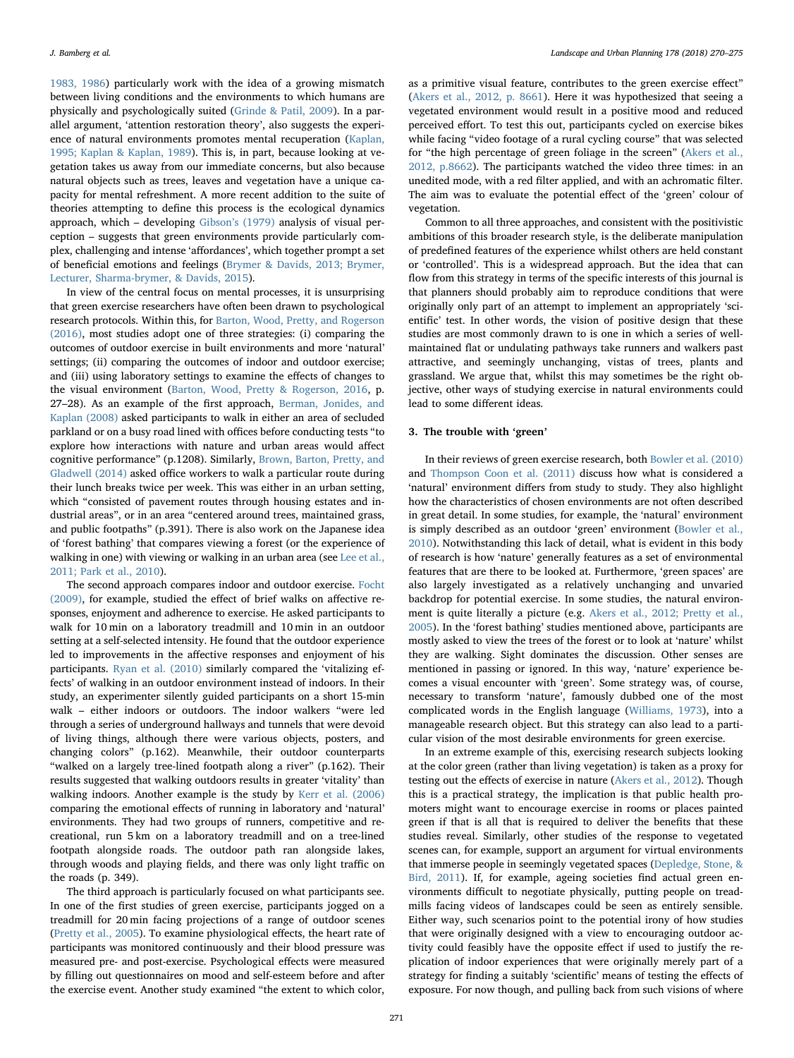1983, 1986) particularly work with the idea of a growing mismatch between living conditions and the environments to which humans are physically and psychologically suited (Grinde & Patil, 2009). In a parallel argument, 'attention restoration theory', also suggests the experience of natural environments promotes mental recuperation (Kaplan, 1995; Kaplan & Kaplan, 1989). This is, in part, because looking at vegetation takes us away from our immediate concerns, but also because natural objects such as trees, leaves and vegetation have a unique capacity for mental refreshment. A more recent addition to the suite of theories attempting to define this process is the ecological dynamics approach, which – developing Gibson's (1979) analysis of visual perception – suggests that green environments provide particularly complex, challenging and intense 'affordances', which together prompt a set of beneficial emotions and feelings (Brymer & Davids, 2013; Brymer, Lecturer, Sharma-brymer, & Davids, 2015).

In view of the central focus on mental processes, it is unsurprising that green exercise researchers have often been drawn to psychological research protocols. Within this, for Barton, Wood, Pretty, and Rogerson (2016), most studies adopt one of three strategies: (i) comparing the outcomes of outdoor exercise in built environments and more 'natural' settings; (ii) comparing the outcomes of indoor and outdoor exercise; and (iii) using laboratory settings to examine the effects of changes to the visual environment (Barton, Wood, Pretty & Rogerson, 2016, p. 27–28). As an example of the first approach, Berman, Jonides, and Kaplan (2008) asked participants to walk in either an area of secluded parkland or on a busy road lined with offices before conducting tests "to explore how interactions with nature and urban areas would affect cognitive performance" (p.1208). Similarly, Brown, Barton, Pretty, and Gladwell (2014) asked office workers to walk a particular route during their lunch breaks twice per week. This was either in an urban setting, which "consisted of pavement routes through housing estates and industrial areas", or in an area "centered around trees, maintained grass, and public footpaths" (p.391). There is also work on the Japanese idea of 'forest bathing' that compares viewing a forest (or the experience of walking in one) with viewing or walking in an urban area (see Lee et al., 2011; Park et al., 2010).

The second approach compares indoor and outdoor exercise. Focht (2009), for example, studied the effect of brief walks on affective responses, enjoyment and adherence to exercise. He asked participants to walk for 10 min on a laboratory treadmill and 10 min in an outdoor setting at a self-selected intensity. He found that the outdoor experience led to improvements in the affective responses and enjoyment of his participants. Ryan et al. (2010) similarly compared the 'vitalizing effects' of walking in an outdoor environment instead of indoors. In their study, an experimenter silently guided participants on a short 15-min walk – either indoors or outdoors. The indoor walkers "were led through a series of underground hallways and tunnels that were devoid of living things, although there were various objects, posters, and changing colors" (p.162). Meanwhile, their outdoor counterparts "walked on a largely tree-lined footpath along a river" (p.162). Their results suggested that walking outdoors results in greater 'vitality' than walking indoors. Another example is the study by Kerr et al. (2006) comparing the emotional effects of running in laboratory and 'natural' environments. They had two groups of runners, competitive and recreational, run 5 km on a laboratory treadmill and on a tree-lined footpath alongside roads. The outdoor path ran alongside lakes, through woods and playing fields, and there was only light traffic on the roads (p. 349).

The third approach is particularly focused on what participants see. In one of the first studies of green exercise, participants jogged on a treadmill for 20 min facing projections of a range of outdoor scenes (Pretty et al., 2005). To examine physiological effects, the heart rate of participants was monitored continuously and their blood pressure was measured pre- and post-exercise. Psychological effects were measured by filling out questionnaires on mood and self-esteem before and after the exercise event. Another study examined "the extent to which color, as a primitive visual feature, contributes to the green exercise effect" (Akers et al., 2012, p. 8661). Here it was hypothesized that seeing a vegetated environment would result in a positive mood and reduced perceived effort. To test this out, participants cycled on exercise bikes while facing "video footage of a rural cycling course" that was selected for "the high percentage of green foliage in the screen" (Akers et al., 2012, p.8662). The participants watched the video three times: in an unedited mode, with a red filter applied, and with an achromatic filter. The aim was to evaluate the potential effect of the 'green' colour of vegetation.

Common to all three approaches, and consistent with the positivistic ambitions of this broader research style, is the deliberate manipulation of predefined features of the experience whilst others are held constant or 'controlled'. This is a widespread approach. But the idea that can flow from this strategy in terms of the specific interests of this journal is that planners should probably aim to reproduce conditions that were originally only part of an attempt to implement an appropriately 'scientific' test. In other words, the vision of positive design that these studies are most commonly drawn to is one in which a series of well-maintained flat or undulating pathways take runners and walkers past attractive, and seemingly unchanging, vistas of trees, plants and grassland. We argue that, whilst this may sometimes be the right objective, other ways of studying exercise in natural environments could lead to some different ideas.

## 3. The trouble with 'green'

In their reviews of green exercise research, both Bowler et al. (2010) and Thompson Coon et al. (2011) discuss how what is considered a 'natural' environment differs from study to study. They also highlight how the characteristics of chosen environments are not often described in great detail. In some studies, for example, the 'natural' environment is simply described as an outdoor 'green' environment (Bowler et al., 2010). Notwithstanding this lack of detail, what is evident in this body of research is how 'nature' generally features as a set of environmental features that are there to be looked at. Furthermore, 'green spaces' are also largely investigated as a relatively unchanging and unvaried backdrop for potential exercise. In some studies, the natural environment is quite literally a picture (e.g. Akers et al., 2012; Pretty et al., 2005). In the 'forest bathing' studies mentioned above, participants are mostly asked to view the trees of the forest or to look at 'nature' whilst they are walking. Sight dominates the discussion. Other senses are mentioned in passing or ignored. In this way, 'nature' experience becomes a visual encounter with 'green'. Some strategy was, of course, necessary to transform 'nature', famously dubbed one of the most complicated words in the English language (Williams, 1973), into a manageable research object. But this strategy can also lead to a particular vision of the most desirable environments for green exercise.

In an extreme example of this, exercising research subjects looking at the color green (rather than living vegetation) is taken as a proxy for testing out the effects of exercise in nature (Akers et al., 2012). Though this is a practical strategy, the implication is that public health promoters might want to encourage exercise in rooms or places painted green if that is all that is required to deliver the benefits that these studies reveal. Similarly, other studies of the response to vegetated scenes can, for example, support an argument for virtual environments that immerse people in seemingly vegetated spaces (Depledge, Stone, & Bird, 2011). If, for example, ageing societies find actual green environments difficult to negotiate physically, putting people on treadmills facing videos of landscapes could be seen as entirely sensible. Either way, such scenarios point to the potential irony of how studies that were originally designed with a view to encouraging outdoor activity could feasibly have the opposite effect if used to justify the replication of indoor experiences that were originally merely part of a strategy for finding a suitably 'scientific' means of testing the effects of exposure. For now though, and pulling back from such visions of where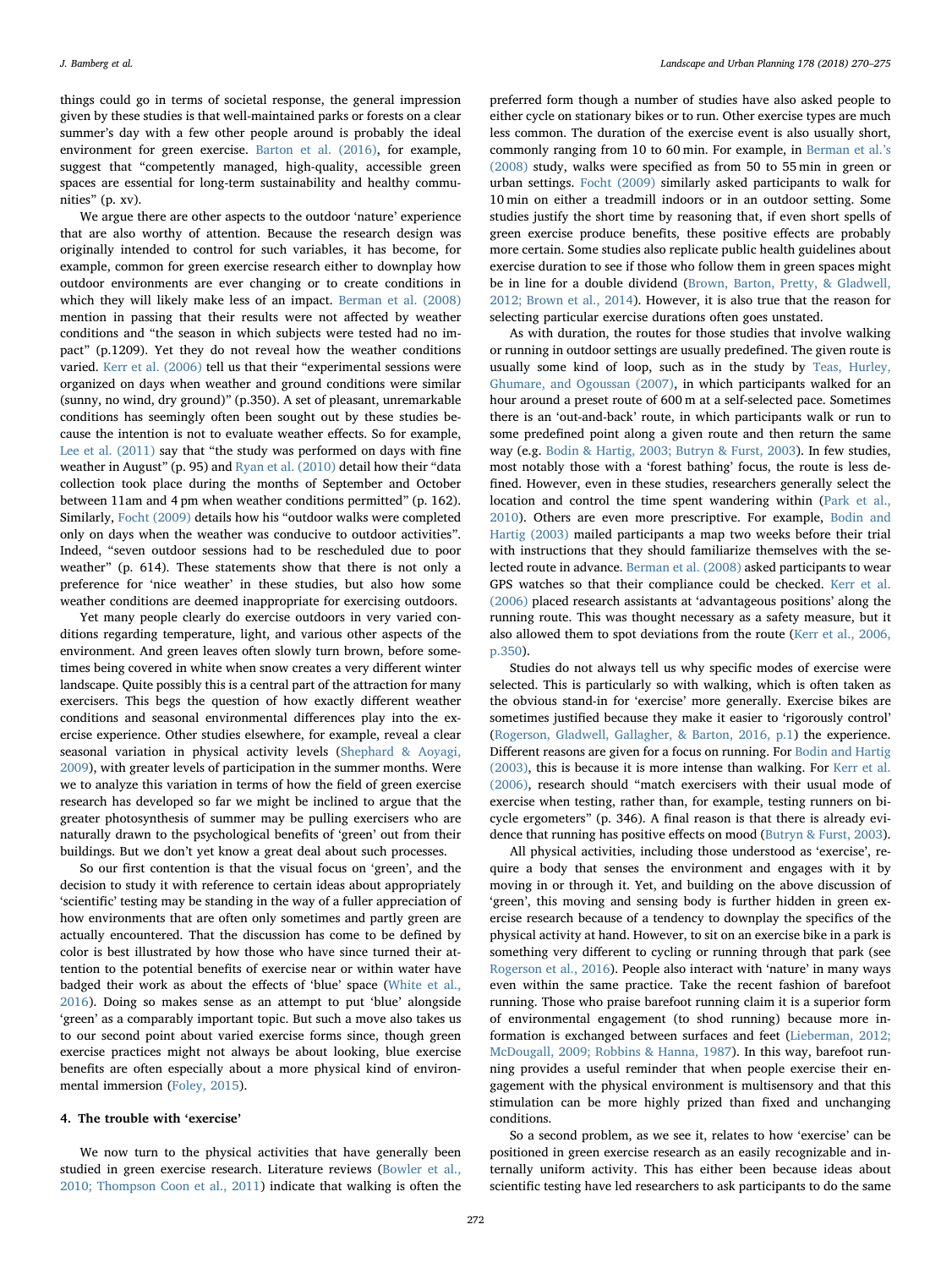things could go in terms of societal response, the general impression given by these studies is that well-maintained parks or forests on a clear summer's day with a few other people around is probably the ideal environment for green exercise. Barton et al. (2016), for example, suggest that "competently managed, high-quality, accessible green spaces are essential for long-term sustainability and healthy communities" (p. xv).

We argue there are other aspects to the outdoor 'nature' experience that are also worthy of attention. Because the research design was originally intended to control for such variables, it has become, for example, common for green exercise research either to downplay how outdoor environments are ever changing or to create conditions in which they will likely make less of an impact. Berman et al. (2008) mention in passing that their results were not affected by weather conditions and "the season in which subjects were tested had no impact" (p.1209). Yet they do not reveal how the weather conditions varied. Kerr et al. (2006) tell us that their "experimental sessions were organized on days when weather and ground conditions were similar (sunny, no wind, dry ground)" (p.350). A set of pleasant, unremarkable conditions has seemingly often been sought out by these studies because the intention is not to evaluate weather effects. So for example, Lee et al. (2011) say that "the study was performed on days with fine weather in August" (p. 95) and Ryan et al. (2010) detail how their "data collection took place during the months of September and October between 11am and 4 pm when weather conditions permitted" (p. 162). Similarly, Focht (2009) details how his "outdoor walks were completed only on days when the weather was conducive to outdoor activities". Indeed, "seven outdoor sessions had to be rescheduled due to poor weather" (p. 614). These statements show that there is not only a preference for 'nice weather' in these studies, but also how some weather conditions are deemed inappropriate for exercising outdoors.

Yet many people clearly do exercise outdoors in very varied conditions regarding temperature, light, and various other aspects of the environment. And green leaves often slowly turn brown, before sometimes being covered in white when snow creates a very different winter landscape. Quite possibly this is a central part of the attraction for many exercisers. This begs the question of how exactly different weather conditions and seasonal environmental differences play into the exercise experience. Other studies elsewhere, for example, reveal a clear seasonal variation in physical activity levels (Shephard & Aoyagi, 2009), with greater levels of participation in the summer months. Were we to analyze this variation in terms of how the field of green exercise research has developed so far we might be inclined to argue that the greater photosynthesis of summer may be pulling exercisers who are naturally drawn to the psychological benefits of 'green' out from their buildings. But we don't yet know a great deal about such processes.

So our first contention is that the visual focus on 'green', and the decision to study it with reference to certain ideas about appropriately 'scientific' testing may be standing in the way of a fuller appreciation of how environments that are often only sometimes and partly green are actually encountered. That the discussion has come to be defined by color is best illustrated by how those who have since turned their attention to the potential benefits of exercise near or within water have badged their work as about the effects of 'blue' space (White et al., 2016). Doing so makes sense as an attempt to put 'blue' alongside 'green' as a comparably important topic. But such a move also takes us to our second point about varied exercise forms since, though green exercise practices might not always be about looking, blue exercise benefits are often especially about a more physical kind of environmental immersion (Foley, 2015).

## 4. The trouble with 'exercise'

We now turn to the physical activities that have generally been studied in green exercise research. Literature reviews (Bowler et al., 2010; Thompson Coon et al., 2011) indicate that walking is often the preferred form though a number of studies have also asked people to either cycle on stationary bikes or to run. Other exercise types are much less common. The duration of the exercise event is also usually short, commonly ranging from 10 to 60 min. For example, in Berman et al.'s (2008) study, walks were specified as from 50 to 55 min in green or urban settings. Focht (2009) similarly asked participants to walk for 10 min on either a treadmill indoors or in an outdoor setting. Some studies justify the short time by reasoning that, if even short spells of green exercise produce benefits, these positive effects are probably more certain. Some studies also replicate public health guidelines about exercise duration to see if those who follow them in green spaces might be in line for a double dividend (Brown, Barton, Pretty, & Gladwell, 2012; Brown et al., 2014). However, it is also true that the reason for selecting particular exercise durations often goes unstated.

As with duration, the routes for those studies that involve walking or running in outdoor settings are usually predefined. The given route is usually some kind of loop, such as in the study by Teas, Hurley, Ghumare, and Ogoussan (2007), in which participants walked for an hour around a preset route of 600 m at a self-selected pace. Sometimes there is an 'out-and-back' route, in which participants walk or run to some predefined point along a given route and then return the same way (e.g. Bodin & Hartig, 2003; Butryn & Furst, 2003). In few studies, most notably those with a 'forest bathing' focus, the route is less defined. However, even in these studies, researchers generally select the location and control the time spent wandering within (Park et al., 2010). Others are even more prescriptive. For example, Bodin and Hartig (2003) mailed participants a map two weeks before their trial with instructions that they should familiarize themselves with the selected route in advance. Berman et al. (2008) asked participants to wear GPS watches so that their compliance could be checked. Kerr et al. (2006) placed research assistants at 'advantageous positions' along the running route. This was thought necessary as a safety measure, but it also allowed them to spot deviations from the route (Kerr et al., 2006, p.350).

Studies do not always tell us why specific modes of exercise were selected. This is particularly so with walking, which is often taken as the obvious stand-in for 'exercise' more generally. Exercise bikes are sometimes justified because they make it easier to 'rigorously control' (Rogerson, Gladwell, Gallagher, & Barton, 2016, p.1) the experience. Different reasons are given for a focus on running. For Bodin and Hartig (2003), this is because it is more intense than walking. For Kerr et al. (2006), research should "match exercisers with their usual mode of exercise when testing, rather than, for example, testing runners on bicycle ergometers" (p. 346). A final reason is that there is already evidence that running has positive effects on mood (Butryn & Furst, 2003).

All physical activities, including those understood as 'exercise', require a body that senses the environment and engages with it by moving in or through it. Yet, and building on the above discussion of 'green', this moving and sensing body is further hidden in green exercise research because of a tendency to downplay the specifics of the physical activity at hand. However, to sit on an exercise bike in a park is something very different to cycling or running through that park (see Rogerson et al., 2016). People also interact with 'nature' in many ways even within the same practice. Take the recent fashion of barefoot running. Those who praise barefoot running claim it is a superior form of environmental engagement (to shod running) because more information is exchanged between surfaces and feet (Lieberman, 2012; McDougall, 2009; Robbins & Hanna, 1987). In this way, barefoot running provides a useful reminder that when people exercise their engagement with the physical environment is multisensory and that this stimulation can be more highly prized than fixed and unchanging conditions.

So a second problem, as we see it, relates to how 'exercise' can be positioned in green exercise research as an easily recognizable and internally uniform activity. This has either been because ideas about scientific testing have led researchers to ask participants to do the same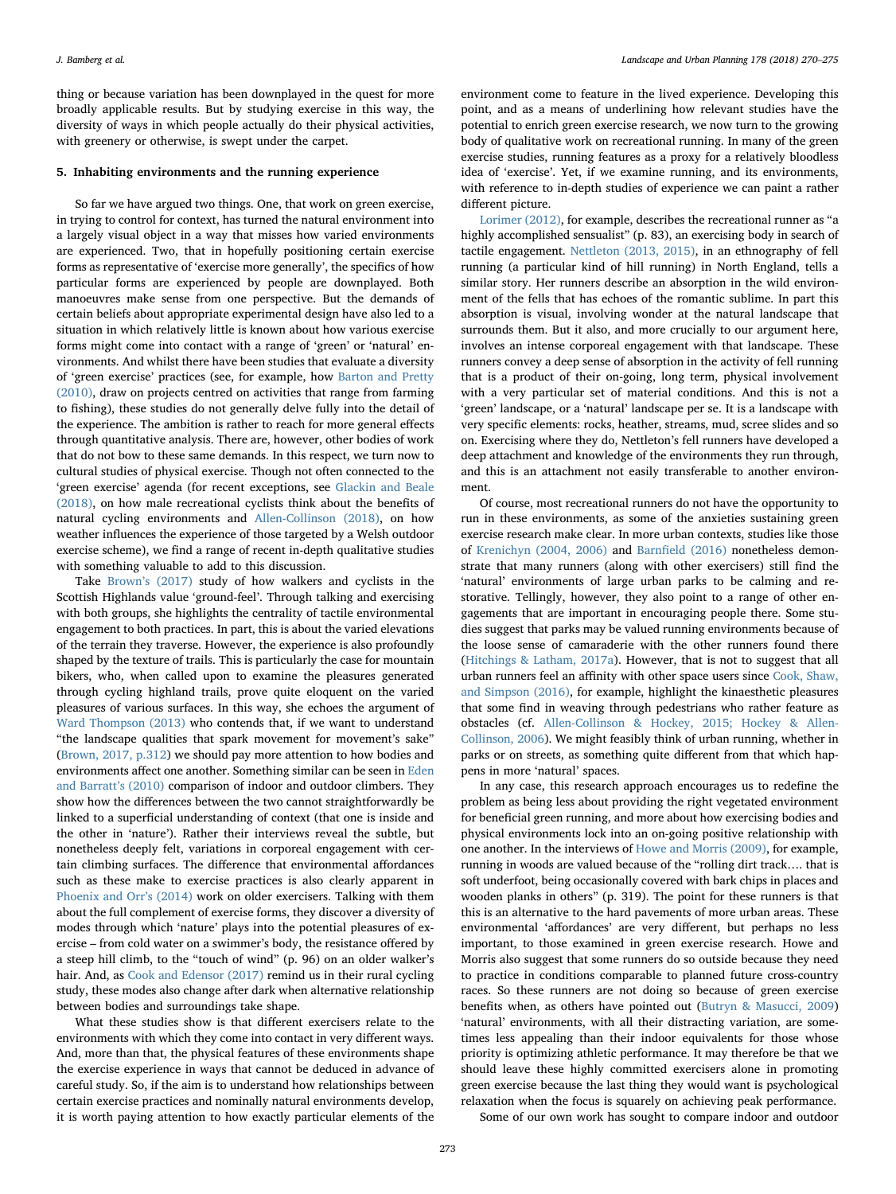thing or because variation has been downplayed in the quest for more broadly applicable results. But by studying exercise in this way, the diversity of ways in which people actually do their physical activities, with greenery or otherwise, is swept under the carpet.

## 5. Inhabiting environments and the running experience

So far we have argued two things. One, that work on green exercise, in trying to control for context, has turned the natural environment into a largely visual object in a way that misses how varied environments are experienced. Two, that in hopefully positioning certain exercise forms as representative of 'exercise more generally', the specifics of how particular forms are experienced by people are downplayed. Both manoeuvres make sense from one perspective. But the demands of certain beliefs about appropriate experimental design have also led to a situation in which relatively little is known about how various exercise forms might come into contact with a range of 'green' or 'natural' environments. And whilst there have been studies that evaluate a diversity of 'green exercise' practices (see, for example, how Barton and Pretty (2010), draw on projects centred on activities that range from farming to fishing), these studies do not generally delve fully into the detail of the experience. The ambition is rather to reach for more general effects through quantitative analysis. There are, however, other bodies of work that do not bow to these same demands. In this respect, we turn now to cultural studies of physical exercise. Though not often connected to the 'green exercise' agenda (for recent exceptions, see Glackin and Beale (2018), on how male recreational cyclists think about the benefits of natural cycling environments and Allen-Collinson (2018), on how weather influences the experience of those targeted by a Welsh outdoor exercise scheme), we find a range of recent in-depth qualitative studies with something valuable to add to this discussion.

Take Brown's (2017) study of how walkers and cyclists in the Scottish Highlands value 'ground-feel'. Through talking and exercising with both groups, she highlights the centrality of tactile environmental engagement to both practices. In part, this is about the varied elevations of the terrain they traverse. However, the experience is also profoundly shaped by the texture of trails. This is particularly the case for mountain bikers, who, when called upon to examine the pleasures generated through cycling highland trails, prove quite eloquent on the varied pleasures of various surfaces. In this way, she echoes the argument of Ward Thompson (2013) who contends that, if we want to understand "the landscape qualities that spark movement for movement's sake" (Brown, 2017, p.312) we should pay more attention to how bodies and environments affect one another. Something similar can be seen in Eden and Barratt's (2010) comparison of indoor and outdoor climbers. They show how the differences between the two cannot straightforwardly be linked to a superficial understanding of context (that one is inside and the other in 'nature'). Rather their interviews reveal the subtle, but nonetheless deeply felt, variations in corporeal engagement with certain climbing surfaces. The difference that environmental affordances such as these make to exercise practices is also clearly apparent in Phoenix and Orr's (2014) work on older exercisers. Talking with them about the full complement of exercise forms, they discover a diversity of modes through which 'nature' plays into the potential pleasures of exercise – from cold water on a swimmer's body, the resistance offered by a steep hill climb, to the "touch of wind" (p. 96) on an older walker's hair. And, as Cook and Edensor (2017) remind us in their rural cycling study, these modes also change after dark when alternative relationship between bodies and surroundings take shape.

What these studies show is that different exercisers relate to the environments with which they come into contact in very different ways. And, more than that, the physical features of these environments shape the exercise experience in ways that cannot be deduced in advance of careful study. So, if the aim is to understand how relationships between certain exercise practices and nominally natural environments develop, it is worth paying attention to how exactly particular elements of the environment come to feature in the lived experience. Developing this point, and as a means of underlining how relevant studies have the potential to enrich green exercise research, we now turn to the growing body of qualitative work on recreational running. In many of the green exercise studies, running features as a proxy for a relatively bloodless idea of 'exercise'. Yet, if we examine running, and its environments, with reference to in-depth studies of experience we can paint a rather different picture.

Lorimer (2012), for example, describes the recreational runner as "a highly accomplished sensualist" (p. 83), an exercising body in search of tactile engagement. Nettleton (2013, 2015), in an ethnography of fell running (a particular kind of hill running) in North England, tells a similar story. Her runners describe an absorption in the wild environment of the fells that has echoes of the romantic sublime. In part this absorption is visual, involving wonder at the natural landscape that surrounds them. But it also, and more crucially to our argument here, involves an intense corporeal engagement with that landscape. These runners convey a deep sense of absorption in the activity of fell running that is a product of their on-going, long term, physical involvement with a very particular set of material conditions. And this is not a 'green' landscape, or a 'natural' landscape per se. It is a landscape with very specific elements: rocks, heather, streams, mud, scree slides and so on. Exercising where they do, Nettleton's fell runners have developed a deep attachment and knowledge of the environments they run through, and this is an attachment not easily transferable to another environment.

Of course, most recreational runners do not have the opportunity to run in these environments, as some of the anxieties sustaining green exercise research make clear. In more urban contexts, studies like those of Krenichyn (2004, 2006) and Barnfield (2016) nonetheless demonstrate that many runners (along with other exercisers) still find the 'natural' environments of large urban parks to be calming and restorative. Tellingly, however, they also point to a range of other engagements that are important in encouraging people there. Some studies suggest that parks may be valued running environments because of the loose sense of camaraderie with the other runners found there (Hitchings & Latham, 2017a). However, that is not to suggest that all urban runners feel an affinity with other space users since Cook, Shaw, and Simpson (2016), for example, highlight the kinaesthetic pleasures that some find in weaving through pedestrians who rather feature as obstacles (cf. Allen-Collinson & Hockey, 2015; Hockey & Allen-Collinson, 2006). We might feasibly think of urban running, whether in parks or on streets, as something quite different from that which happens in more 'natural' spaces.

In any case, this research approach encourages us to redefine the problem as being less about providing the right vegetated environment for beneficial green running, and more about how exercising bodies and physical environments lock into an on-going positive relationship with one another. In the interviews of Howe and Morris (2009), for example, running in woods are valued because of the "rolling dirt track…. that is soft underfoot, being occasionally covered with bark chips in places and wooden planks in others" (p. 319). The point for these runners is that this is an alternative to the hard pavements of more urban areas. These environmental 'affordances' are very different, but perhaps no less important, to those examined in green exercise research. Howe and Morris also suggest that some runners do so outside because they need to practice in conditions comparable to planned future cross-country races. So these runners are not doing so because of green exercise benefits when, as others have pointed out (Butryn & Masucci, 2009) 'natural' environments, with all their distracting variation, are sometimes less appealing than their indoor equivalents for those whose priority is optimizing athletic performance. It may therefore be that we should leave these highly committed exercisers alone in promoting green exercise because the last thing they would want is psychological relaxation when the focus is squarely on achieving peak performance.

Some of our own work has sought to compare indoor and outdoor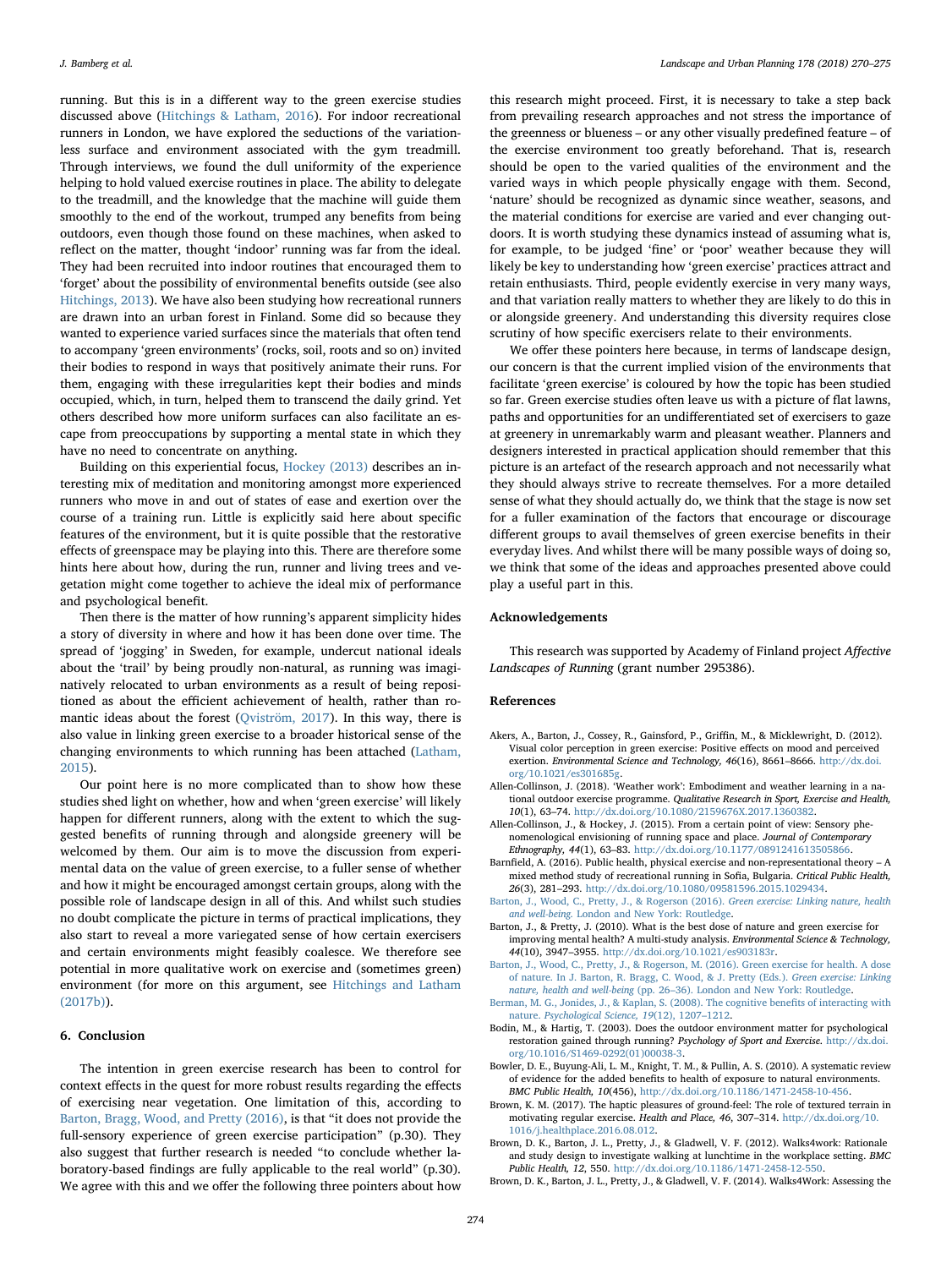running. But this is in a different way to the green exercise studies discussed above (Hitchings & Latham, 2016). For indoor recreational runners in London, we have explored the seductions of the variationless surface and environment associated with the gym treadmill. Through interviews, we found the dull uniformity of the experience helping to hold valued exercise routines in place. The ability to delegate to the treadmill, and the knowledge that the machine will guide them smoothly to the end of the workout, trumped any benefits from being outdoors, even though those found on these machines, when asked to reflect on the matter, thought 'indoor' running was far from the ideal. They had been recruited into indoor routines that encouraged them to 'forget' about the possibility of environmental benefits outside (see also Hitchings, 2013). We have also been studying how recreational runners are drawn into an urban forest in Finland. Some did so because they wanted to experience varied surfaces since the materials that often tend to accompany 'green environments' (rocks, soil, roots and so on) invited their bodies to respond in ways that positively animate their runs. For them, engaging with these irregularities kept their bodies and minds occupied, which, in turn, helped them to transcend the daily grind. Yet others described how more uniform surfaces can also facilitate an escape from preoccupations by supporting a mental state in which they have no need to concentrate on anything.

Building on this experiential focus, Hockey (2013) describes an interesting mix of meditation and monitoring amongst more experienced runners who move in and out of states of ease and exertion over the course of a training run. Little is explicitly said here about specific features of the environment, but it is quite possible that the restorative effects of greenspace may be playing into this. There are therefore some hints here about how, during the run, runner and living trees and vegetation might come together to achieve the ideal mix of performance and psychological benefit.

Then there is the matter of how running's apparent simplicity hides a story of diversity in where and how it has been done over time. The spread of 'jogging' in Sweden, for example, undercut national ideals about the 'trail' by being proudly non-natural, as running was imaginatively relocated to urban environments as a result of being repositioned as about the efficient achievement of health, rather than romantic ideas about the forest (Qviström, 2017). In this way, there is also value in linking green exercise to a broader historical sense of the changing environments to which running has been attached (Latham, 2015).

Our point here is no more complicated than to show how these studies shed light on whether, how and when 'green exercise' will likely happen for different runners, along with the extent to which the suggested benefits of running through and alongside greenery will be welcomed by them. Our aim is to move the discussion from experimental data on the value of green exercise, to a fuller sense of whether and how it might be encouraged amongst certain groups, along with the possible role of landscape design in all of this. And whilst such studies no doubt complicate the picture in terms of practical implications, they also start to reveal a more variegated sense of how certain exercisers and certain environments might feasibly coalesce. We therefore see potential in more qualitative work on exercise and (sometimes green) environment (for more on this argument, see Hitchings and Latham (2017b)).

## 6. Conclusion

The intention in green exercise research has been to control for context effects in the quest for more robust results regarding the effects of exercising near vegetation. One limitation of this, according to Barton, Bragg, Wood, and Pretty (2016), is that "it does not provide the full-sensory experience of green exercise participation" (p.30). They also suggest that further research is needed "to conclude whether laboratory-based findings are fully applicable to the real world" (p.30). We agree with this and we offer the following three pointers about how this research might proceed. First, it is necessary to take a step back from prevailing research approaches and not stress the importance of the greenness or blueness – or any other visually predefined feature – of the exercise environment too greatly beforehand. That is, research should be open to the varied qualities of the environment and the varied ways in which people physically engage with them. Second, 'nature' should be recognized as dynamic since weather, seasons, and the material conditions for exercise are varied and ever changing outdoors. It is worth studying these dynamics instead of assuming what is, for example, to be judged 'fine' or 'poor' weather because they will likely be key to understanding how 'green exercise' practices attract and retain enthusiasts. Third, people evidently exercise in very many ways, and that variation really matters to whether they are likely to do this in or alongside greenery. And understanding this diversity requires close scrutiny of how specific exercisers relate to their environments.

We offer these pointers here because, in terms of landscape design, our concern is that the current implied vision of the environments that facilitate 'green exercise' is coloured by how the topic has been studied so far. Green exercise studies often leave us with a picture of flat lawns, paths and opportunities for an undifferentiated set of exercisers to gaze at greenery in unremarkably warm and pleasant weather. Planners and designers interested in practical application should remember that this picture is an artefact of the research approach and not necessarily what they should always strive to recreate themselves. For a more detailed sense of what they should actually do, we think that the stage is now set for a fuller examination of the factors that encourage or discourage different groups to avail themselves of green exercise benefits in their everyday lives. And whilst there will be many possible ways of doing so, we think that some of the ideas and approaches presented above could play a useful part in this.

## Acknowledgements

This research was supported by Academy of Finland project *Affective Landscapes of Running* (grant number 295386).

## References

Akers, A., Barton, J., Cossey, R., Gainsford, P., Griffin, M., & Micklewright, D. (2012). Visual color perception in green exercise: Positive effects on mood and perceived exertion. *Environmental Science and Technology, 46*(16), 8661–8666. http://dx.doi.org/10.1021/es301685g.

Allen-Collinson, J. (2018). 'Weather work': Embodiment and weather learning in a national outdoor exercise programme. *Qualitative Research in Sport, Exercise and Health, 10*(1), 63–74. http://dx.doi.org/10.1080/2159676X.2017.1360382.

Allen-Collinson, J., & Hockey, J. (2015). From a certain point of view: Sensory phenomenological envisioning of running space and place. *Journal of Contemporary Ethnography, 44*(1), 63–83. http://dx.doi.org/10.1177/0891241613505866.

Barnfield, A. (2016). Public health, physical exercise and non-representational theory – A mixed method study of recreational running in Sofia, Bulgaria. *Critical Public Health, 26*(3), 281–293. http://dx.doi.org/10.1080/09581596.2015.1029434.

Barton, J., Wood, C., Pretty, J., & Rogerson (2016). *Green exercise: Linking nature, health and well-being.* London and New York: Routledge.

Barton, J., & Pretty, J. (2010). What is the best dose of nature and green exercise for improving mental health? A multi-study analysis. *Environmental Science & Technology, 44*(10), 3947–3955. http://dx.doi.org/10.1021/es903183r.

Barton, J., Wood, C., Pretty, J., & Rogerson, M. (2016). Green exercise for health. A dose of nature. In J. Barton, R. Bragg, C. Wood, & J. Pretty (Eds.). *Green exercise: Linking nature, health and well-being* (pp. 26–36). London and New York: Routledge.

Berman, M. G., Jonides, J., & Kaplan, S. (2008). The cognitive benefits of interacting with nature. *Psychological Science, 19*(12), 1207–1212.

Bodin, M., & Hartig, T. (2003). Does the outdoor environment matter for psychological restoration gained through running? *Psychology of Sport and Exercise.* http://dx.doi.org/10.1016/S1469-0292(01)00038-3.

Bowler, D. E., Buyung-Ali, L. M., Knight, T. M., & Pullin, A. S. (2010). A systematic review of evidence for the added benefits to health of exposure to natural environments. *BMC Public Health, 10*(456), http://dx.doi.org/10.1186/1471-2458-10-456.

Brown, K. M. (2017). The haptic pleasures of ground-feel: The role of textured terrain in motivating regular exercise. *Health and Place, 46*, 307–314. http://dx.doi.org/10.1016/j.healthplace.2016.08.012.

Brown, D. K., Barton, J. L., Pretty, J., & Gladwell, V. F. (2012). Walks4work: Rationale and study design to investigate walking at lunchtime in the workplace setting. *BMC Public Health, 12*, 550. http://dx.doi.org/10.1186/1471-2458-12-550.

Brown, D. K., Barton, J. L., Pretty, J., & Gladwell, V. F. (2014). Walks4Work: Assessing the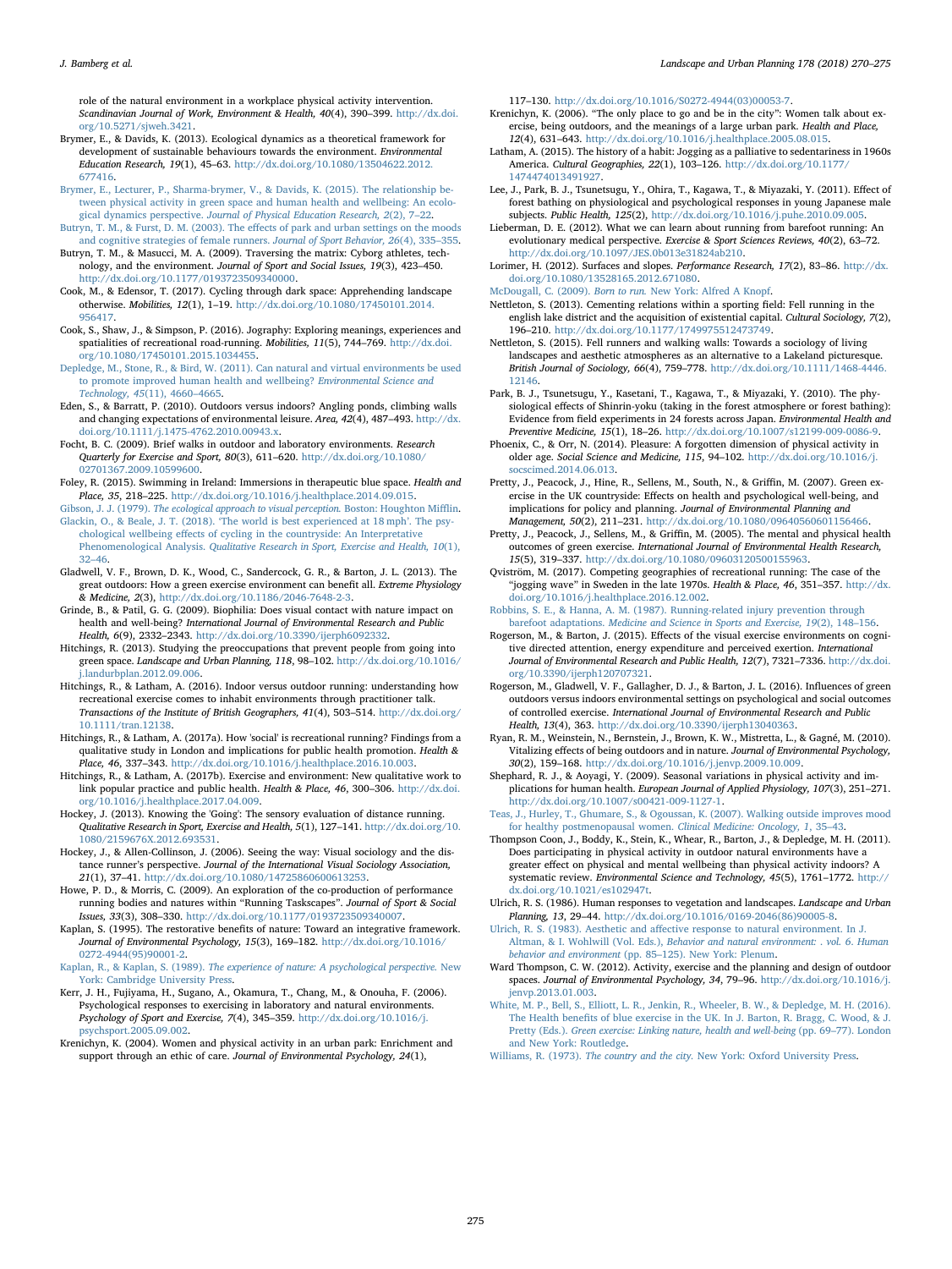role of the natural environment in a workplace physical activity intervention. *Scandinavian Journal of Work, Environment & Health, 40*(4), 390–399. http://dx.doi.org/10.5271/sjweh.3421.

Brymer, E., & Davids, K. (2013). Ecological dynamics as a theoretical framework for development of sustainable behaviours towards the environment. *Environmental Education Research, 19*(1), 45–63. http://dx.doi.org/10.1080/13504622.2012.677416.

Brymer, E., Lecturer, P., Sharma-brymer, V., & Davids, K. (2015). The relationship between physical activity in green space and human health and wellbeing: An ecological dynamics perspective. *Journal of Physical Education Research, 2*(2), 7–22.

Butryn, T. M., & Furst, D. M. (2003). The effects of park and urban settings on the moods and cognitive strategies of female runners. *Journal of Sport Behavior, 26*(4), 335–355.

Butryn, T. M., & Masucci, M. A. (2009). Traversing the matrix: Cyborg athletes, technology, and the environment. *Journal of Sport and Social Issues, 19*(3), 423–450. http://dx.doi.org/10.1177/0193723509340000.

Cook, M., & Edensor, T. (2017). Cycling through dark space: Apprehending landscape otherwise. *Mobilities, 12*(1), 1–19. http://dx.doi.org/10.1080/17450101.2014.956417.

Cook, S., Shaw, J., & Simpson, P. (2016). Jography: Exploring meanings, experiences and spatialities of recreational road-running. *Mobilities, 11*(5), 744–769. http://dx.doi.org/10.1080/17450101.2015.1034455.

Depledge, M., Stone, R., & Bird, W. (2011). Can natural and virtual environments be used to promote improved human health and wellbeing? *Environmental Science and Technology, 45*(11), 4660–4665.

Eden, S., & Barratt, P. (2010). Outdoors versus indoors? Angling ponds, climbing walls and changing expectations of environmental leisure. *Area, 42*(4), 487–493. http://dx.doi.org/10.1111/j.1475-4762.2010.00943.x.

Focht, B. C. (2009). Brief walks in outdoor and laboratory environments. *Research Quarterly for Exercise and Sport, 80*(3), 611–620. http://dx.doi.org/10.1080/02701367.2009.10599600.

Foley, R. (2015). Swimming in Ireland: Immersions in therapeutic blue space. *Health and Place, 35*, 218–225. http://dx.doi.org/10.1016/j.healthplace.2014.09.015.

Gibson, J. J. (1979). *The ecological approach to visual perception.* Boston: Houghton Mifflin.

Glackin, O., & Beale, J. T. (2018). 'The world is best experienced at 18 mph'. The psychological wellbeing effects of cycling in the countryside: An Interpretative Phenomenological Analysis. *Qualitative Research in Sport, Exercise and Health, 10*(1), 32–46.

Gladwell, V. F., Brown, D. K., Wood, C., Sandercock, G. R., & Barton, J. L. (2013). The great outdoors: How a green exercise environment can benefit all. *Extreme Physiology & Medicine, 2*(3), http://dx.doi.org/10.1186/2046-7648-2-3.

Grinde, B., & Patil, G. G. (2009). Biophilia: Does visual contact with nature impact on health and well-being? *International Journal of Environmental Research and Public Health, 6*(9), 2332–2343. http://dx.doi.org/10.3390/ijerph6092332.

Hitchings, R. (2013). Studying the preoccupations that prevent people from going into green space. *Landscape and Urban Planning, 118*, 98–102. http://dx.doi.org/10.1016/j.landurbplan.2012.09.006.

Hitchings, R., & Latham, A. (2016). Indoor versus outdoor running: understanding how recreational exercise comes to inhabit environments through practitioner talk. *Transactions of the Institute of British Geographers, 41*(4), 503–514. http://dx.doi.org/10.1111/tran.12138.

Hitchings, R., & Latham, A. (2017a). How 'social' is recreational running? Findings from a qualitative study in London and implications for public health promotion. *Health & Place, 46*, 337–343. http://dx.doi.org/10.1016/j.healthplace.2016.10.003.

Hitchings, R., & Latham, A. (2017b). Exercise and environment: New qualitative work to link popular practice and public health. *Health & Place, 46*, 300–306. http://dx.doi.org/10.1016/j.healthplace.2017.04.009.

Hockey, J. (2013). Knowing the 'Going': The sensory evaluation of distance running. *Qualitative Research in Sport, Exercise and Health, 5*(1), 127–141. http://dx.doi.org/10.1080/2159676X.2012.693531.

Hockey, J., & Allen-Collinson, J. (2006). Seeing the way: Visual sociology and the distance runner's perspective. *Journal of the International Visual Sociology Association, 21*(1), 37–41. http://dx.doi.org/10.1080/14725860600613253.

Howe, P. D., & Morris, C. (2009). An exploration of the co-production of performance running bodies and natures within "Running Taskscapes". *Journal of Sport & Social Issues, 33*(3), 308–330. http://dx.doi.org/10.1177/0193723509340007.

Kaplan, S. (1995). The restorative benefits of nature: Toward an integrative framework. *Journal of Environmental Psychology, 15*(3), 169–182. http://dx.doi.org/10.1016/0272-4944(95)90001-2.

Kaplan, R., & Kaplan, S. (1989). *The experience of nature: A psychological perspective.* New York: Cambridge University Press.

Kerr, J. H., Fujiyama, H., Sugano, A., Okamura, T., Chang, M., & Onouha, F. (2006). Psychological responses to exercising in laboratory and natural environments. *Psychology of Sport and Exercise, 7*(4), 345–359. http://dx.doi.org/10.1016/j.psychsport.2005.09.002.

Krenichyn, K. (2004). Women and physical activity in an urban park: Enrichment and support through an ethic of care. *Journal of Environmental Psychology, 24*(1), 117–130. http://dx.doi.org/10.1016/S0272-4944(03)00053-7.

Krenichyn, K. (2006). "The only place to go and be in the city": Women talk about exercise, being outdoors, and the meanings of a large urban park. *Health and Place, 12*(4), 631–643. http://dx.doi.org/10.1016/j.healthplace.2005.08.015.

Latham, A. (2015). The history of a habit: Jogging as a palliative to sedentariness in 1960s America. *Cultural Geographies, 22*(1), 103–126. http://dx.doi.org/10.1177/1474474013491927.

Lee, J., Park, B. J., Tsunetsugu, Y., Ohira, T., Kagawa, T., & Miyazaki, Y. (2011). Effect of forest bathing on physiological and psychological responses in young Japanese male subjects. *Public Health, 125*(2), http://dx.doi.org/10.1016/j.puhe.2010.09.005.

Lieberman, D. E. (2012). What we can learn about running from barefoot running: An evolutionary medical perspective. *Exercise & Sport Sciences Reviews, 40*(2), 63–72. http://dx.doi.org/10.1097/JES.0b013e31824ab210.

Lorimer, H. (2012). Surfaces and slopes. *Performance Research, 17*(2), 83–86. http://dx.doi.org/10.1080/13528165.2012.671080.

McDougall, C. (2009). *Born to run.* New York: Alfred A Knopf.

Nettleton, S. (2013). Cementing relations within a sporting field: Fell running in the english lake district and the acquisition of existential capital. *Cultural Sociology, 7*(2), 196–210. http://dx.doi.org/10.1177/1749975512473749.

Nettleton, S. (2015). Fell runners and walking walls: Towards a sociology of living landscapes and aesthetic atmospheres as an alternative to a Lakeland picturesque. *British Journal of Sociology, 66*(4), 759–778. http://dx.doi.org/10.1111/1468-4446.12146.

Park, B. J., Tsunetsugu, Y., Kasetani, T., Kagawa, T., & Miyazaki, Y. (2010). The physiological effects of Shinrin-yoku (taking in the forest atmosphere or forest bathing): Evidence from field experiments in 24 forests across Japan. *Environmental Health and Preventive Medicine, 15*(1), 18–26. http://dx.doi.org/10.1007/s12199-009-0086-9.

Phoenix, C., & Orr, N. (2014). Pleasure: A forgotten dimension of physical activity in older age. *Social Science and Medicine, 115*, 94–102. http://dx.doi.org/10.1016/j.socscimed.2014.06.013.

Pretty, J., Peacock, J., Hine, R., Sellens, M., South, N., & Griffin, M. (2007). Green exercise in the UK countryside: Effects on health and psychological well-being, and implications for policy and planning. *Journal of Environmental Planning and Management, 50*(2), 211–231. http://dx.doi.org/10.1080/09640560601156466.

Pretty, J., Peacock, J., Sellens, M., & Griffin, M. (2005). The mental and physical health outcomes of green exercise. *International Journal of Environmental Health Research, 15*(5), 319–337. http://dx.doi.org/10.1080/09603120500155963.

Qviström, M. (2017). Competing geographies of recreational running: The case of the "jogging wave" in Sweden in the late 1970s. *Health & Place, 46*, 351–357. http://dx.doi.org/10.1016/j.healthplace.2016.12.002.

Robbins, S. E., & Hanna, A. M. (1987). Running-related injury prevention through barefoot adaptations. *Medicine and Science in Sports and Exercise, 19*(2), 148–156.

Rogerson, M., & Barton, J. (2015). Effects of the visual exercise environments on cognitive directed attention, energy expenditure and perceived exertion. *International Journal of Environmental Research and Public Health, 12*(7), 7321–7336. http://dx.doi.org/10.3390/ijerph120707321.

Rogerson, M., Gladwell, V. F., Gallagher, D. J., & Barton, J. L. (2016). Influences of green outdoors versus indoors environmental settings on psychological and social outcomes of controlled exercise. *International Journal of Environmental Research and Public Health, 13*(4), 363. http://dx.doi.org/10.3390/ijerph13040363.

Ryan, R. M., Weinstein, N., Bernstein, J., Brown, K. W., Mistretta, L., & Gagné, M. (2010). Vitalizing effects of being outdoors and in nature. *Journal of Environmental Psychology, 30*(2), 159–168. http://dx.doi.org/10.1016/j.jenvp.2009.10.009.

Shephard, R. J., & Aoyagi, Y. (2009). Seasonal variations in physical activity and implications for human health. *European Journal of Applied Physiology, 107*(3), 251–271. http://dx.doi.org/10.1007/s00421-009-1127-1.

Teas, J., Hurley, T., Ghumare, S., & Ogoussan, K. (2007). Walking outside improves mood for healthy postmenopausal women. *Clinical Medicine: Oncology, 1*, 35–43.

Thompson Coon, J., Boddy, K., Stein, K., Whear, R., Barton, J., & Depledge, M. H. (2011). Does participating in physical activity in outdoor natural environments have a greater effect on physical and mental wellbeing than physical activity indoors? A systematic review. *Environmental Science and Technology, 45*(5), 1761–1772. http://dx.doi.org/10.1021/es102947t.

Ulrich, R. S. (1986). Human responses to vegetation and landscapes. *Landscape and Urban Planning, 13*, 29–44. http://dx.doi.org/10.1016/0169-2046(86)90005-8.

Ulrich, R. S. (1983). Aesthetic and affective response to natural environment. In J. Altman, & I. Wohlwill (Vol. Eds.), *Behavior and natural environment: . vol. 6. Human behavior and environment* (pp. 85–125). New York: Plenum.

Ward Thompson, C. W. (2012). Activity, exercise and the planning and design of outdoor spaces. *Journal of Environmental Psychology, 34*, 79–96. http://dx.doi.org/10.1016/j.jenvp.2013.01.003.

White, M. P., Bell, S., Elliott, L. R., Jenkin, R., Wheeler, B. W., & Depledge, M. H. (2016). The Health benefits of blue exercise in the UK. In J. Barton, R. Bragg, C. Wood, & J. Pretty (Eds.). *Green exercise: Linking nature, health and well-being* (pp. 69–77). London and New York: Routledge.

Williams, R. (1973). *The country and the city.* New York: Oxford University Press.